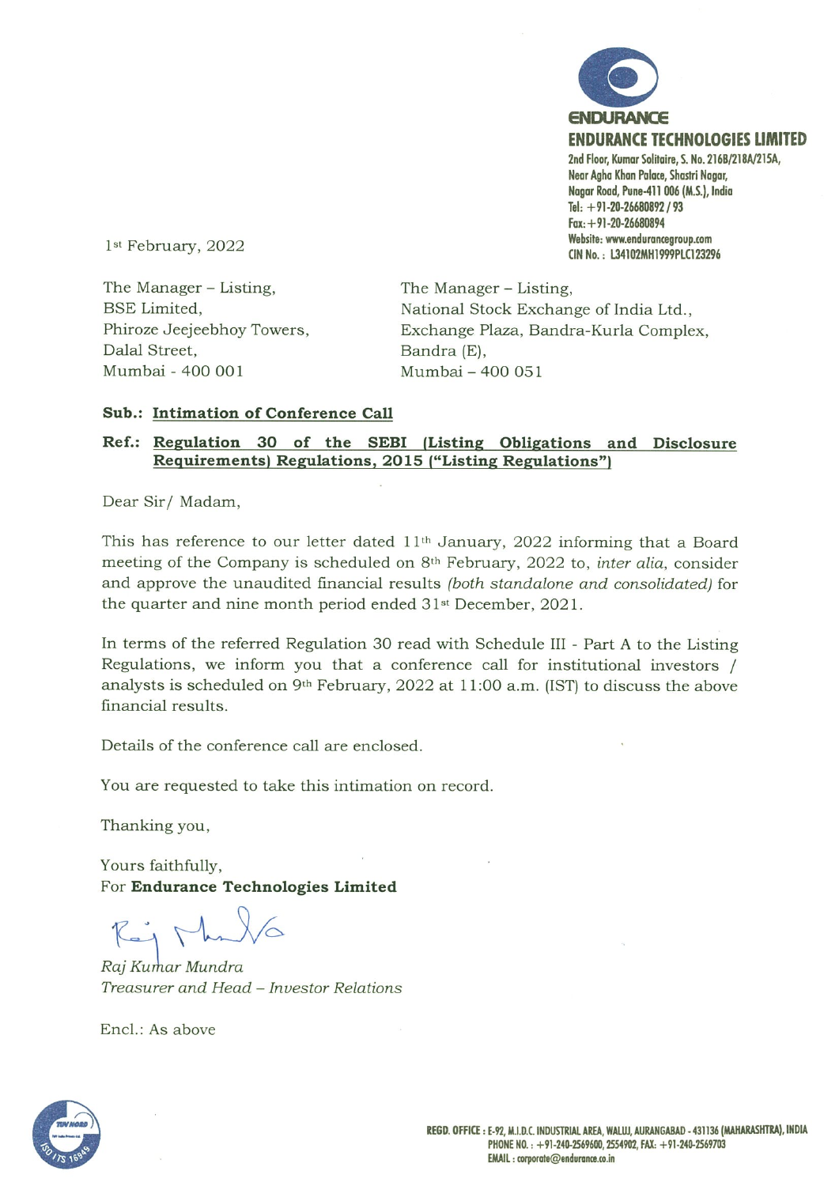**ENDURANCE**

**ENDURANCE TECHNOLOGIES LIMITED**

2nd Floor, Kumar Solitaire, S. No. 216B/218A/215A,
Near Agha Khan Palace, Shastri Nagar,
Nagar Road, Pune-411 006 (M.S.), India
Tel: +91-20-26680892 / 93
Fax: +91-20-26680894
Website: www.endurancegroup.com
CIN No.: L34102MH1999PLC123296

1st February, 2022

The Manager – Listing,
BSE Limited,
Phiroze Jeejeebhoy Towers,
Dalal Street,
Mumbai - 400 001

The Manager – Listing,
National Stock Exchange of India Ltd.,
Exchange Plaza, Bandra-Kurla Complex,
Bandra (E),
Mumbai – 400 051

**Sub.: Intimation of Conference Call**

**Ref.: Regulation 30 of the SEBI (Listing Obligations and Disclosure Requirements) Regulations, 2015 ("Listing Regulations")**

Dear Sir/ Madam,

This has reference to our letter dated 11th January, 2022 informing that a Board meeting of the Company is scheduled on 8th February, 2022 to, *inter alia*, consider and approve the unaudited financial results *(both standalone and consolidated)* for the quarter and nine month period ended 31st December, 2021.

In terms of the referred Regulation 30 read with Schedule III - Part A to the Listing Regulations, we inform you that a conference call for institutional investors / analysts is scheduled on 9th February, 2022 at 11:00 a.m. (IST) to discuss the above financial results.

Details of the conference call are enclosed.

You are requested to take this intimation on record.

Thanking you,

Yours faithfully,
For **Endurance Technologies Limited**

*Raj Kumar Mundra*
*Treasurer and Head – Investor Relations*

Encl.: As above

REGD. OFFICE : E-92, M.I.D.C. INDUSTRIAL AREA, WALUJ, AURANGABAD - 431136 (MAHARASHTRA), INDIA
PHONE NO. : +91-240-2569600, 2554902, FAX: +91-240-2569703
EMAIL : corporate@endurance.co.in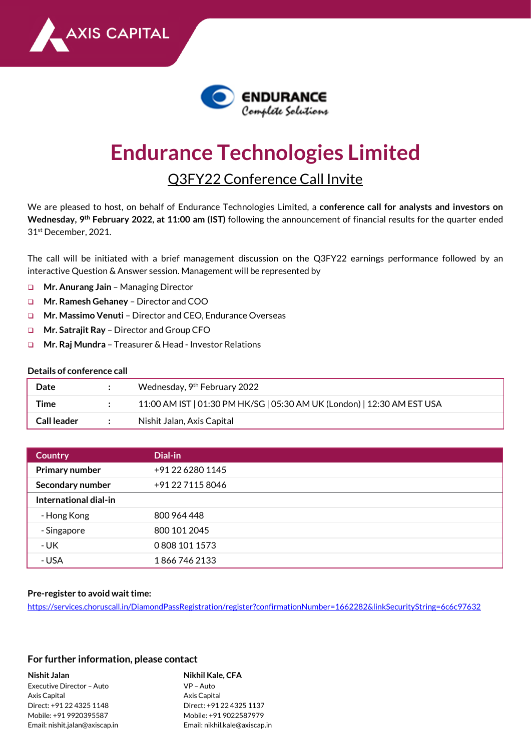# Endurance Technologies Limited

## Q3FY22 Conference Call Invite

We are pleased to host, on behalf of Endurance Technologies Limited, a **conference call for analysts and investors on Wednesday, 9th February 2022, at 11:00 am (IST)** following the announcement of financial results for the quarter ended 31st December, 2021.

The call will be initiated with a brief management discussion on the Q3FY22 earnings performance followed by an interactive Question & Answer session. Management will be represented by

- **Mr. Anurang Jain** – Managing Director
- **Mr. Ramesh Gehaney** – Director and COO
- **Mr. Massimo Venuti** – Director and CEO, Endurance Overseas
- **Mr. Satrajit Ray** – Director and Group CFO
- **Mr. Raj Mundra** – Treasurer & Head - Investor Relations

**Details of conference call**

| | | |
|---|---|---|
| **Date** | : | Wednesday, 9th February 2022 |
| **Time** | : | 11:00 AM IST \| 01:30 PM HK/SG \| 05:30 AM UK (London) \| 12:30 AM EST USA |
| **Call leader** | : | Nishit Jalan, Axis Capital |

| Country | Dial-in |
|---|---|
| **Primary number** | +91 22 6280 1145 |
| **Secondary number** | +91 22 7115 8046 |
| **International dial-in** | |
| - Hong Kong | 800 964 448 |
| - Singapore | 800 101 2045 |
| - UK | 0 808 101 1573 |
| - USA | 1 866 746 2133 |

**Pre-register to avoid wait time:**

https://services.choruscall.in/DiamondPassRegistration/register?confirmationNumber=1662282&linkSecurityString=6c6c97632

### For further information, please contact

**Nishit Jalan**
Executive Director – Auto
Axis Capital
Direct: +91 22 4325 1148
Mobile: +91 9920395587
Email: nishit.jalan@axiscap.in

**Nikhil Kale, CFA**
VP – Auto
Axis Capital
Direct: +91 22 4325 1137
Mobile: +91 9022587979
Email: nikhil.kale@axiscap.in